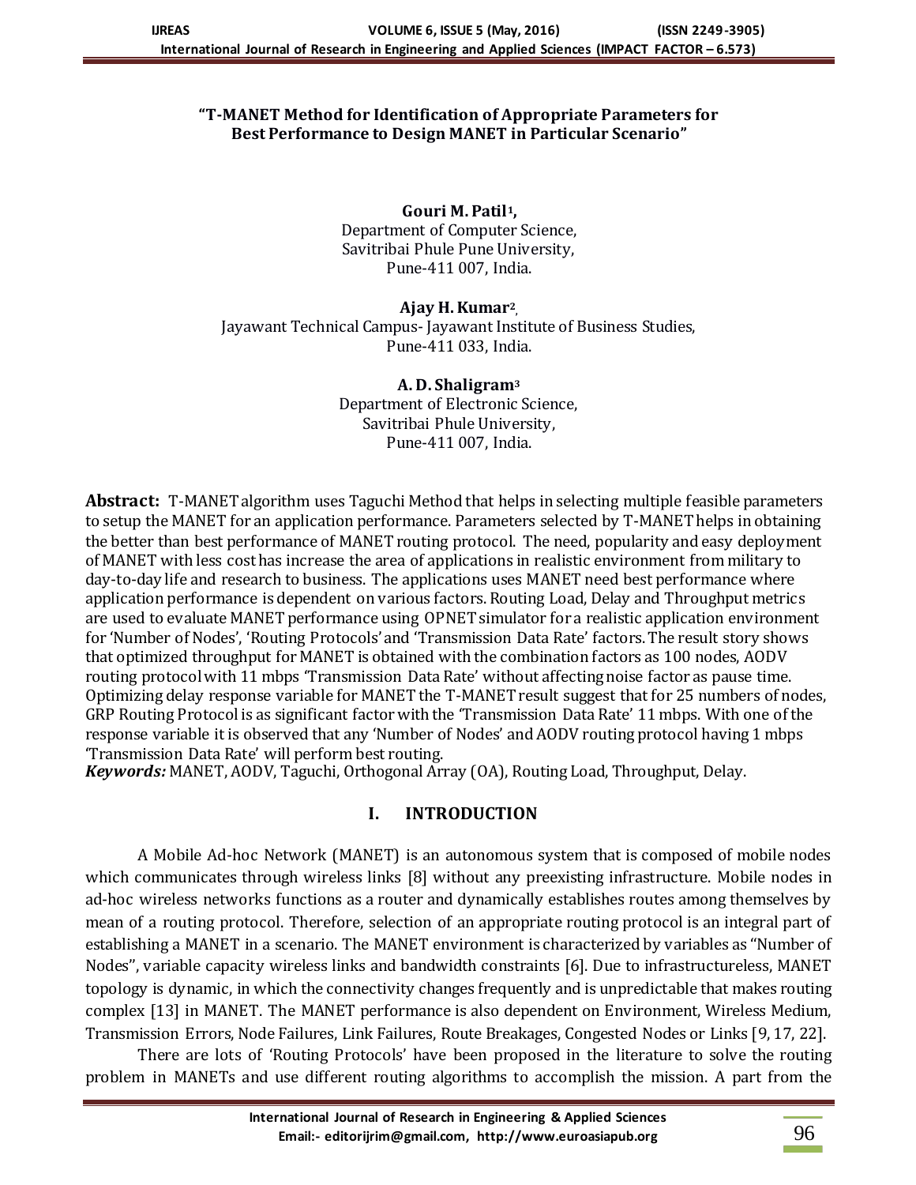# "T-MANET Method for Identification of Appropriate Parameters for Best Performance to Design MANET in Particular Scenario"

**Gouri M. Patil[1],**
Department of Computer Science,
Savitribai Phule Pune University,
Pune-411 007, India.

**Ajay H. Kumar[2],**
Jayawant Technical Campus- Jayawant Institute of Business Studies,
Pune-411 033, India.

**A. D. Shaligram[3]**
Department of Electronic Science,
Savitribai Phule University,
Pune-411 007, India.

**Abstract:** T-MANET algorithm uses Taguchi Method that helps in selecting multiple feasible parameters to setup the MANET for an application performance. Parameters selected by T-MANET helps in obtaining the better than best performance of MANET routing protocol. The need, popularity and easy deployment of MANET with less cost has increase the area of applications in realistic environment from military to day-to-day life and research to business. The applications uses MANET need best performance where application performance is dependent on various factors. Routing Load, Delay and Throughput metrics are used to evaluate MANET performance using OPNET simulator for a realistic application environment for 'Number of Nodes', 'Routing Protocols' and 'Transmission Data Rate' factors. The result story shows that optimized throughput for MANET is obtained with the combination factors as 100 nodes, AODV routing protocol with 11 mbps 'Transmission Data Rate' without affecting noise factor as pause time. Optimizing delay response variable for MANET the T-MANET result suggest that for 25 numbers of nodes, GRP Routing Protocol is as significant factor with the 'Transmission Data Rate' 11 mbps. With one of the response variable it is observed that any 'Number of Nodes' and AODV routing protocol having 1 mbps 'Transmission Data Rate' will perform best routing.

***Keywords:*** MANET, AODV, Taguchi, Orthogonal Array (OA), Routing Load, Throughput, Delay.

## I. INTRODUCTION

A Mobile Ad-hoc Network (MANET) is an autonomous system that is composed of mobile nodes which communicates through wireless links [8] without any preexisting infrastructure. Mobile nodes in ad-hoc wireless networks functions as a router and dynamically establishes routes among themselves by mean of a routing protocol. Therefore, selection of an appropriate routing protocol is an integral part of establishing a MANET in a scenario. The MANET environment is characterized by variables as "Number of Nodes", variable capacity wireless links and bandwidth constraints [6]. Due to infrastructureless, MANET topology is dynamic, in which the connectivity changes frequently and is unpredictable that makes routing complex [13] in MANET. The MANET performance is also dependent on Environment, Wireless Medium, Transmission Errors, Node Failures, Link Failures, Route Breakages, Congested Nodes or Links [9, 17, 22].

There are lots of 'Routing Protocols' have been proposed in the literature to solve the routing problem in MANETs and use different routing algorithms to accomplish the mission. A part from the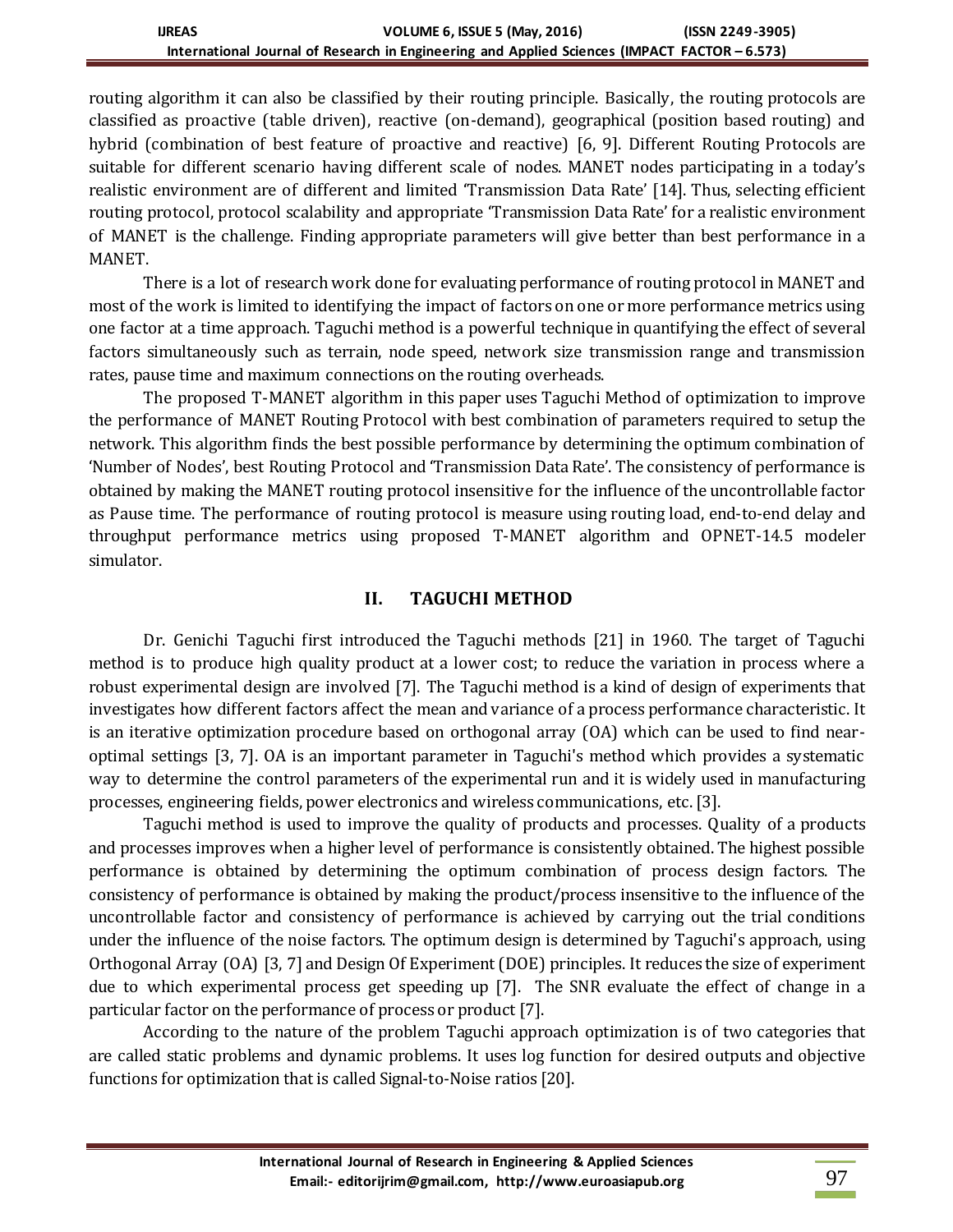routing algorithm it can also be classified by their routing principle. Basically, the routing protocols are classified as proactive (table driven), reactive (on-demand), geographical (position based routing) and hybrid (combination of best feature of proactive and reactive) [6, 9]. Different Routing Protocols are suitable for different scenario having different scale of nodes. MANET nodes participating in a today's realistic environment are of different and limited 'Transmission Data Rate' [14]. Thus, selecting efficient routing protocol, protocol scalability and appropriate 'Transmission Data Rate' for a realistic environment of MANET is the challenge. Finding appropriate parameters will give better than best performance in a MANET.

There is a lot of research work done for evaluating performance of routing protocol in MANET and most of the work is limited to identifying the impact of factors on one or more performance metrics using one factor at a time approach. Taguchi method is a powerful technique in quantifying the effect of several factors simultaneously such as terrain, node speed, network size transmission range and transmission rates, pause time and maximum connections on the routing overheads.

The proposed T-MANET algorithm in this paper uses Taguchi Method of optimization to improve the performance of MANET Routing Protocol with best combination of parameters required to setup the network. This algorithm finds the best possible performance by determining the optimum combination of 'Number of Nodes', best Routing Protocol and 'Transmission Data Rate'. The consistency of performance is obtained by making the MANET routing protocol insensitive for the influence of the uncontrollable factor as Pause time. The performance of routing protocol is measure using routing load, end-to-end delay and throughput performance metrics using proposed T-MANET algorithm and OPNET-14.5 modeler simulator.

## II. TAGUCHI METHOD

Dr. Genichi Taguchi first introduced the Taguchi methods [21] in 1960. The target of Taguchi method is to produce high quality product at a lower cost; to reduce the variation in process where a robust experimental design are involved [7]. The Taguchi method is a kind of design of experiments that investigates how different factors affect the mean and variance of a process performance characteristic. It is an iterative optimization procedure based on orthogonal array (OA) which can be used to find near-optimal settings [3, 7]. OA is an important parameter in Taguchi's method which provides a systematic way to determine the control parameters of the experimental run and it is widely used in manufacturing processes, engineering fields, power electronics and wireless communications, etc. [3].

Taguchi method is used to improve the quality of products and processes. Quality of a products and processes improves when a higher level of performance is consistently obtained. The highest possible performance is obtained by determining the optimum combination of process design factors. The consistency of performance is obtained by making the product/process insensitive to the influence of the uncontrollable factor and consistency of performance is achieved by carrying out the trial conditions under the influence of the noise factors. The optimum design is determined by Taguchi's approach, using Orthogonal Array (OA) [3, 7] and Design Of Experiment (DOE) principles. It reduces the size of experiment due to which experimental process get speeding up [7]. The SNR evaluate the effect of change in a particular factor on the performance of process or product [7].

According to the nature of the problem Taguchi approach optimization is of two categories that are called static problems and dynamic problems. It uses log function for desired outputs and objective functions for optimization that is called Signal-to-Noise ratios [20].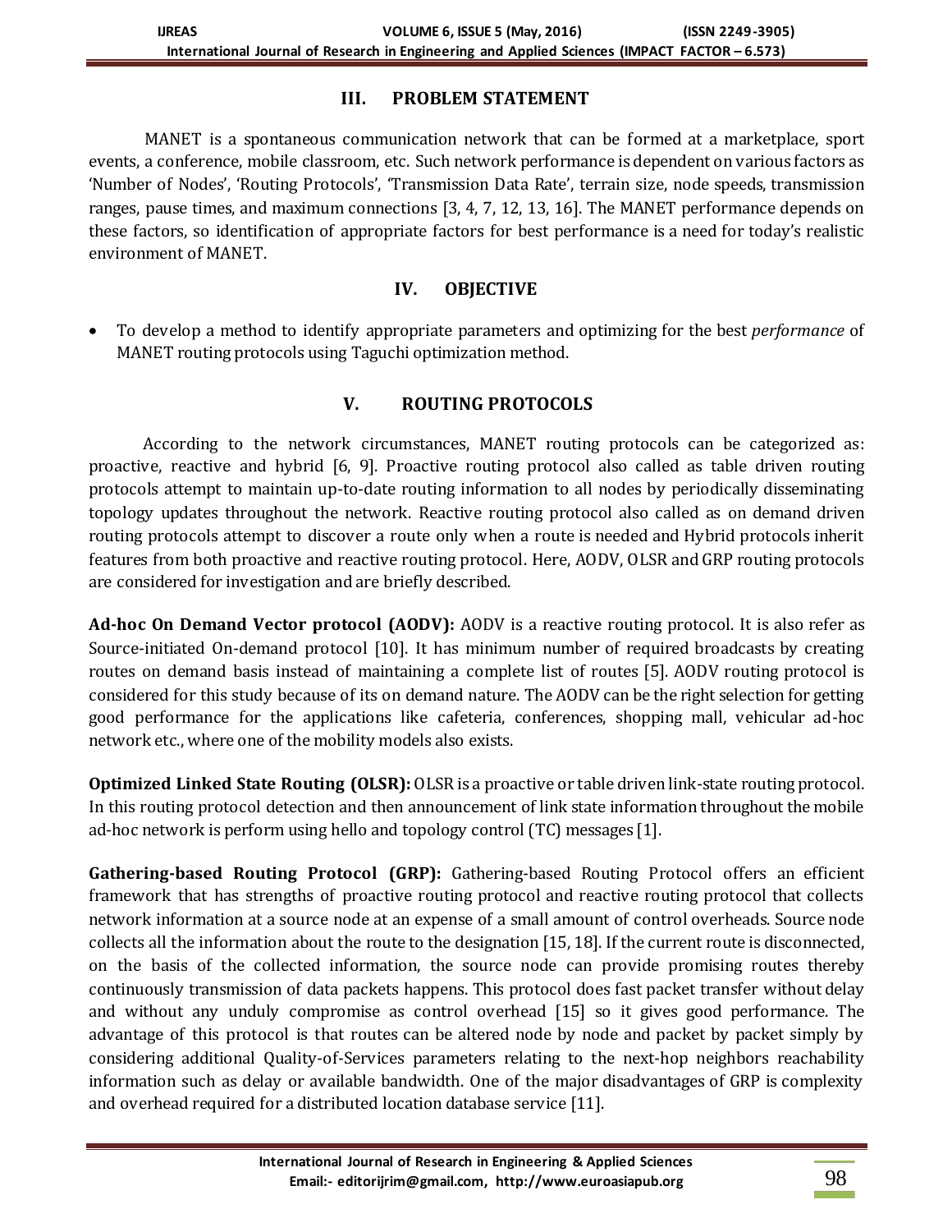## III. PROBLEM STATEMENT

MANET is a spontaneous communication network that can be formed at a marketplace, sport events, a conference, mobile classroom, etc. Such network performance is dependent on various factors as 'Number of Nodes', 'Routing Protocols', 'Transmission Data Rate', terrain size, node speeds, transmission ranges, pause times, and maximum connections [3, 4, 7, 12, 13, 16]. The MANET performance depends on these factors, so identification of appropriate factors for best performance is a need for today's realistic environment of MANET.

## IV. OBJECTIVE

- To develop a method to identify appropriate parameters and optimizing for the best *performance* of MANET routing protocols using Taguchi optimization method.

## V. ROUTING PROTOCOLS

According to the network circumstances, MANET routing protocols can be categorized as: proactive, reactive and hybrid [6, 9]. Proactive routing protocol also called as table driven routing protocols attempt to maintain up-to-date routing information to all nodes by periodically disseminating topology updates throughout the network. Reactive routing protocol also called as on demand driven routing protocols attempt to discover a route only when a route is needed and Hybrid protocols inherit features from both proactive and reactive routing protocol. Here, AODV, OLSR and GRP routing protocols are considered for investigation and are briefly described.

**Ad-hoc On Demand Vector protocol (AODV):** AODV is a reactive routing protocol. It is also refer as Source-initiated On-demand protocol [10]. It has minimum number of required broadcasts by creating routes on demand basis instead of maintaining a complete list of routes [5]. AODV routing protocol is considered for this study because of its on demand nature. The AODV can be the right selection for getting good performance for the applications like cafeteria, conferences, shopping mall, vehicular ad-hoc network etc., where one of the mobility models also exists.

**Optimized Linked State Routing (OLSR):** OLSR is a proactive or table driven link-state routing protocol. In this routing protocol detection and then announcement of link state information throughout the mobile ad-hoc network is perform using hello and topology control (TC) messages [1].

**Gathering-based Routing Protocol (GRP):** Gathering-based Routing Protocol offers an efficient framework that has strengths of proactive routing protocol and reactive routing protocol that collects network information at a source node at an expense of a small amount of control overheads. Source node collects all the information about the route to the designation [15, 18]. If the current route is disconnected, on the basis of the collected information, the source node can provide promising routes thereby continuously transmission of data packets happens. This protocol does fast packet transfer without delay and without any unduly compromise as control overhead [15] so it gives good performance. The advantage of this protocol is that routes can be altered node by node and packet by packet simply by considering additional Quality-of-Services parameters relating to the next-hop neighbors reachability information such as delay or available bandwidth. One of the major disadvantages of GRP is complexity and overhead required for a distributed location database service [11].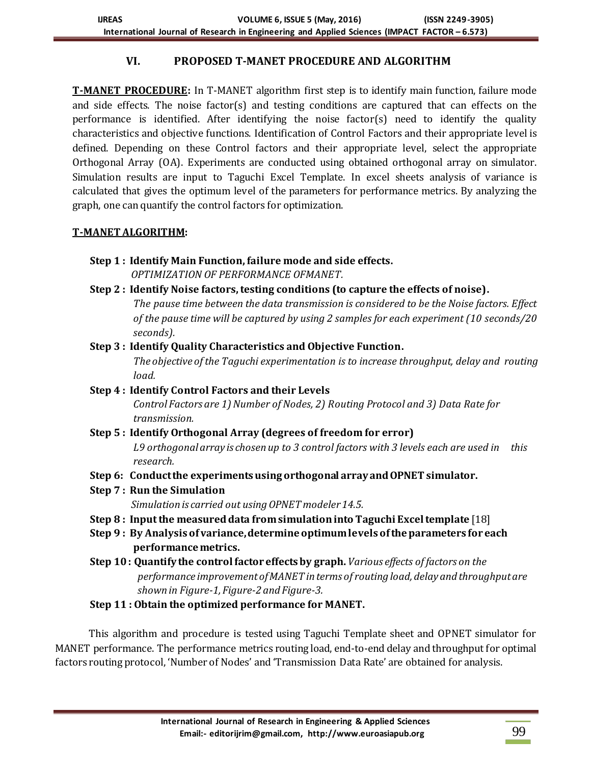## VI. PROPOSED T-MANET PROCEDURE AND ALGORITHM

**T-MANET PROCEDURE:** In T-MANET algorithm first step is to identify main function, failure mode and side effects. The noise factor(s) and testing conditions are captured that can effects on the performance is identified. After identifying the noise factor(s) need to identify the quality characteristics and objective functions. Identification of Control Factors and their appropriate level is defined. Depending on these Control factors and their appropriate level, select the appropriate Orthogonal Array (OA). Experiments are conducted using obtained orthogonal array on simulator. Simulation results are input to Taguchi Excel Template. In excel sheets analysis of variance is calculated that gives the optimum level of the parameters for performance metrics. By analyzing the graph, one can quantify the control factors for optimization.

**T-MANET ALGORITHM:**

- **Step 1 : Identify Main Function, failure mode and side effects.**
  *OPTIMIZATION OF PERFORMANCE OFMANET.*
- **Step 2 : Identify Noise factors, testing conditions (to capture the effects of noise).**
  *The pause time between the data transmission is considered to be the Noise factors. Effect of the pause time will be captured by using 2 samples for each experiment (10 seconds/20 seconds).*
- **Step 3 : Identify Quality Characteristics and Objective Function.**
  *The objective of the Taguchi experimentation is to increase throughput, delay and routing load.*
- **Step 4 : Identify Control Factors and their Levels**
  *Control Factors are 1) Number of Nodes, 2) Routing Protocol and 3) Data Rate for transmission.*
- **Step 5 : Identify Orthogonal Array (degrees of freedom for error)**
  *L9 orthogonal array is chosen up to 3 control factors with 3 levels each are used in this research.*
- **Step 6: Conduct the experiments using orthogonal array and OPNET simulator.**
- **Step 7 : Run the Simulation**
  *Simulation is carried out using OPNET modeler 14.5.*
- **Step 8 : Input the measured data from simulation into Taguchi Excel template** [18]
- **Step 9 : By Analysis of variance, determine optimum levels of the parameters for each performance metrics.**
- **Step 10 : Quantify the control factor effects by graph.** *Various effects of factors on the performance improvement of MANET in terms of routing load, delay and throughput are shown in Figure-1, Figure-2 and Figure-3.*
- **Step 11 : Obtain the optimized performance for MANET.**

This algorithm and procedure is tested using Taguchi Template sheet and OPNET simulator for MANET performance. The performance metrics routing load, end-to-end delay and throughput for optimal factors routing protocol, 'Number of Nodes' and 'Transmission Data Rate' are obtained for analysis.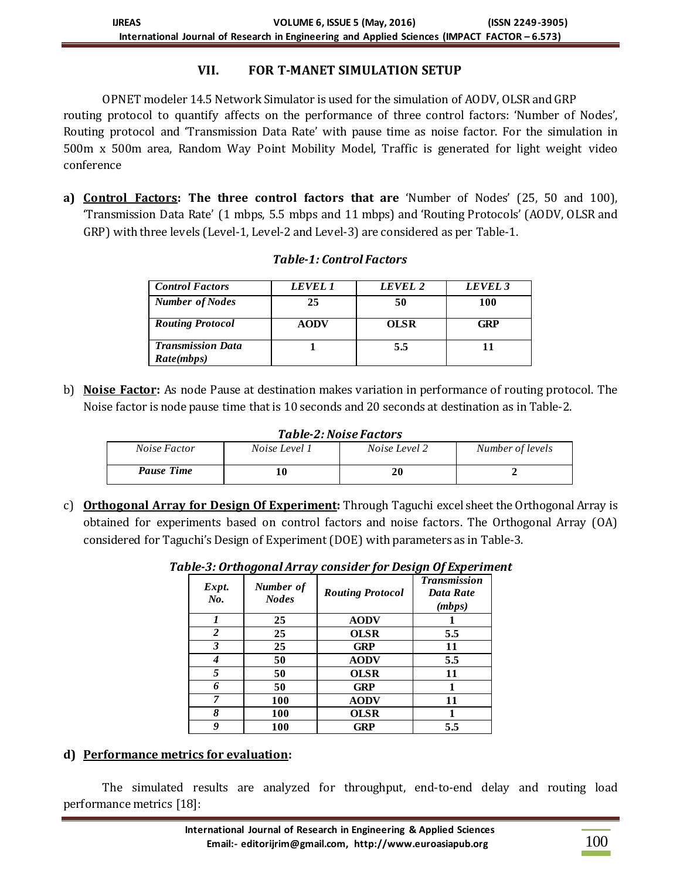## VII. FOR T-MANET SIMULATION SETUP

OPNET modeler 14.5 Network Simulator is used for the simulation of AODV, OLSR and GRP routing protocol to quantify affects on the performance of three control factors: 'Number of Nodes', Routing protocol and 'Transmission Data Rate' with pause time as noise factor. For the simulation in 500m x 500m area, Random Way Point Mobility Model, Traffic is generated for light weight video conference

**a) <u>Control Factors</u>: The three control factors that are** 'Number of Nodes' (25, 50 and 100), 'Transmission Data Rate' (1 mbps, 5.5 mbps and 11 mbps) and 'Routing Protocols' (AODV, OLSR and GRP) with three levels (Level-1, Level-2 and Level-3) are considered as per Table-1.

***Table-1: Control Factors***

| *Control Factors* | *LEVEL 1* | *LEVEL 2* | *LEVEL 3* |
|---|---|---|---|
| *Number of Nodes* | 25 | 50 | 100 |
| *Routing Protocol* | AODV | OLSR | GRP |
| *Transmission Data Rate(mbps)* | 1 | 5.5 | 11 |

b) **<u>Noise Factor</u>:** As node Pause at destination makes variation in performance of routing protocol. The Noise factor is node pause time that is 10 seconds and 20 seconds at destination as in Table-2.

***Table-2: Noise Factors***

| *Noise Factor* | *Noise Level 1* | *Noise Level 2* | *Number of levels* |
|---|---|---|---|
| *Pause Time* | 10 | 20 | 2 |

c) **<u>Orthogonal Array for Design Of Experiment</u>:** Through Taguchi excel sheet the Orthogonal Array is obtained for experiments based on control factors and noise factors. The Orthogonal Array (OA) considered for Taguchi's Design of Experiment (DOE) with parameters as in Table-3.

***Table-3: Orthogonal Array consider for Design Of Experiment***

| *Expt. No.* | *Number of Nodes* | *Routing Protocol* | *Transmission Data Rate (mbps)* |
|---|---|---|---|
| *1* | 25 | AODV | 1 |
| *2* | 25 | OLSR | 5.5 |
| *3* | 25 | GRP | 11 |
| *4* | 50 | AODV | 5.5 |
| *5* | 50 | OLSR | 11 |
| *6* | 50 | GRP | 1 |
| *7* | 100 | AODV | 11 |
| *8* | 100 | OLSR | 1 |
| *9* | 100 | GRP | 5.5 |

**d) <u>Performance metrics for evaluation</u>:**

The simulated results are analyzed for throughput, end-to-end delay and routing load performance metrics [18]: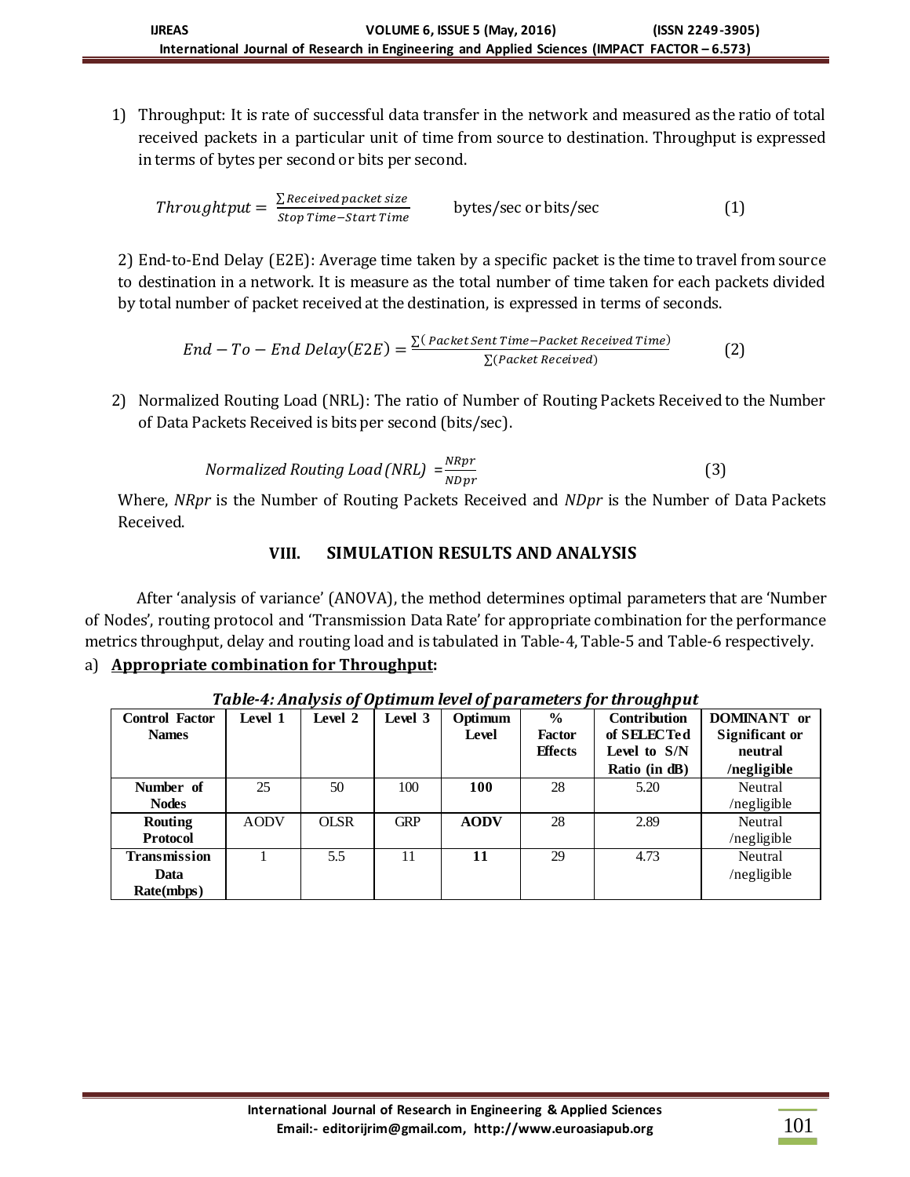1) Throughput: It is rate of successful data transfer in the network and measured as the ratio of total received packets in a particular unit of time from source to destination. Throughput is expressed in terms of bytes per second or bits per second.

$$Throughtput = \frac{\sum Received\,packet\,size}{Stop\,Time - Start\,Time} \quad \text{bytes/sec or bits/sec} \tag{1}$$

2) End-to-End Delay (E2E): Average time taken by a specific packet is the time to travel from source to destination in a network. It is measure as the total number of time taken for each packets divided by total number of packet received at the destination, is expressed in terms of seconds.

$$End - To - End\ Delay(E2E) = \frac{\sum(\,Packet\,Sent\,Time - Packet\,Received\,Time)}{\sum(Packet\,Received)} \tag{2}$$

2) Normalized Routing Load (NRL): The ratio of Number of Routing Packets Received to the Number of Data Packets Received is bits per second (bits/sec).

$$Normalized\ Routing\ Load\ (NRL)\ = \frac{NRpr}{NDpr} \tag{3}$$

Where, *NRpr* is the Number of Routing Packets Received and *NDpr* is the Number of Data Packets Received.

## VIII. SIMULATION RESULTS AND ANALYSIS

After 'analysis of variance' (ANOVA), the method determines optimal parameters that are 'Number of Nodes', routing protocol and 'Transmission Data Rate' for appropriate combination for the performance metrics throughput, delay and routing load and is tabulated in Table-4, Table-5 and Table-6 respectively.

a) **Appropriate combination for Throughput:**

***Table-4: Analysis of Optimum level of parameters for throughput***

| Control Factor Names | Level 1 | Level 2 | Level 3 | Optimum Level | % Factor Effects | Contribution of SELECTed Level to S/N Ratio (in dB) | DOMINANT or Significant or neutral /negligible |
|---|---|---|---|---|---|---|---|
| **Number of Nodes** | 25 | 50 | 100 | **100** | 28 | 5.20 | Neutral /negligible |
| **Routing Protocol** | AODV | OLSR | GRP | **AODV** | 28 | 2.89 | Neutral /negligible |
| **Transmission Data Rate(mbps)** | 1 | 5.5 | 11 | **11** | 29 | 4.73 | Neutral /negligible |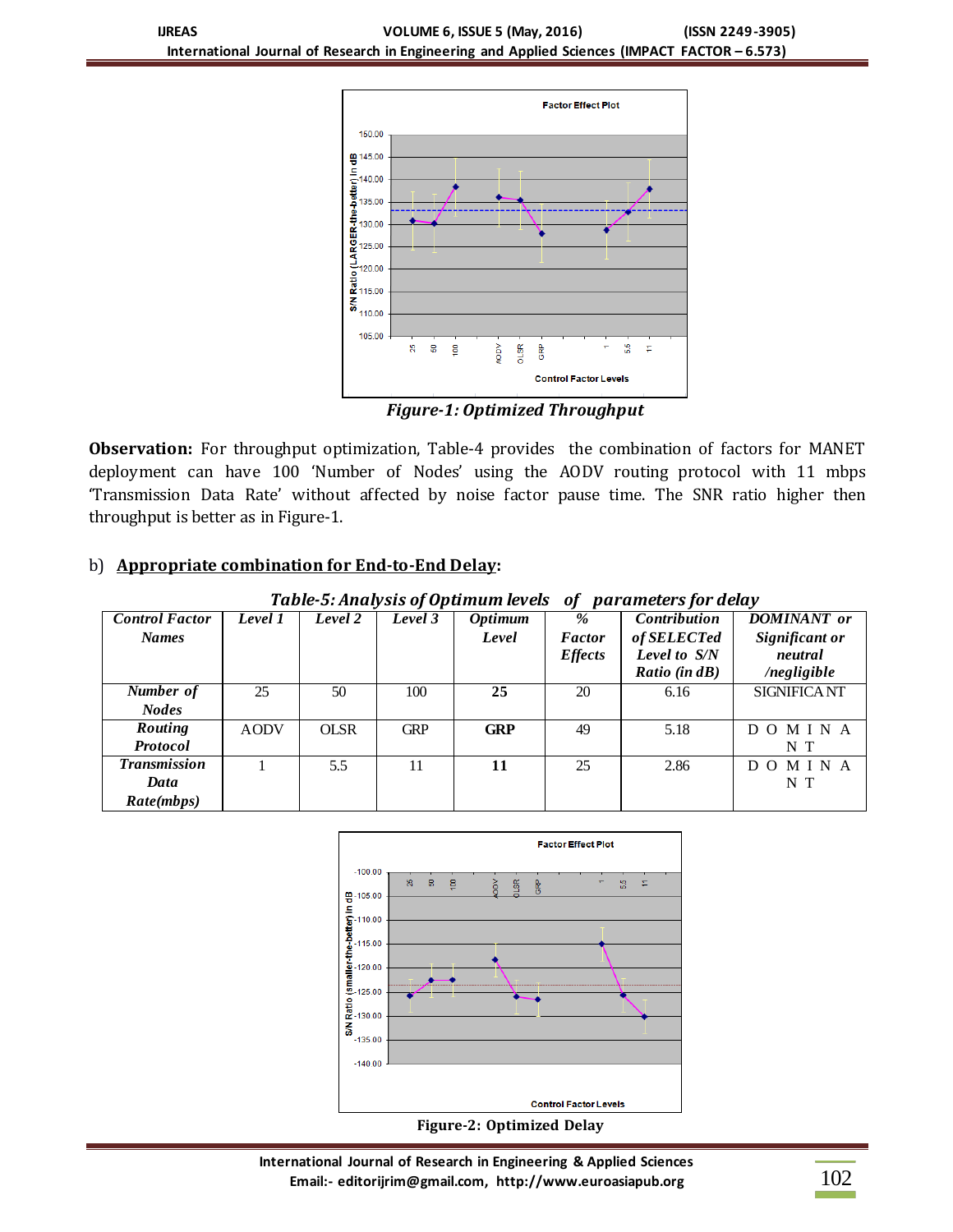*Figure-1: Optimized Throughput*

**Observation:** For throughput optimization, Table-4 provides the combination of factors for MANET deployment can have 100 'Number of Nodes' using the AODV routing protocol with 11 mbps 'Transmission Data Rate' without affected by noise factor pause time. The SNR ratio higher then throughput is better as in Figure-1.

b) **Appropriate combination for End-to-End Delay:**

*Table-5: Analysis of Optimum levels of parameters for delay*

| *Control Factor Names* | *Level 1* | *Level 2* | *Level 3* | *Optimum Level* | *% Factor Effects* | *Contribution of SELECTed Level to S/N Ratio (in dB)* | *DOMINANT or Significant or neutral /negligible* |
|---|---|---|---|---|---|---|---|
| *Number of Nodes* | 25 | 50 | 100 | **25** | 20 | 6.16 | SIGNIFICANT |
| *Routing Protocol* | AODV | OLSR | GRP | **GRP** | 49 | 5.18 | DOMINANT |
| *Transmission Data Rate(mbps)* | 1 | 5.5 | 11 | **11** | 25 | 2.86 | DOMINANT |

**Figure-2: Optimized Delay**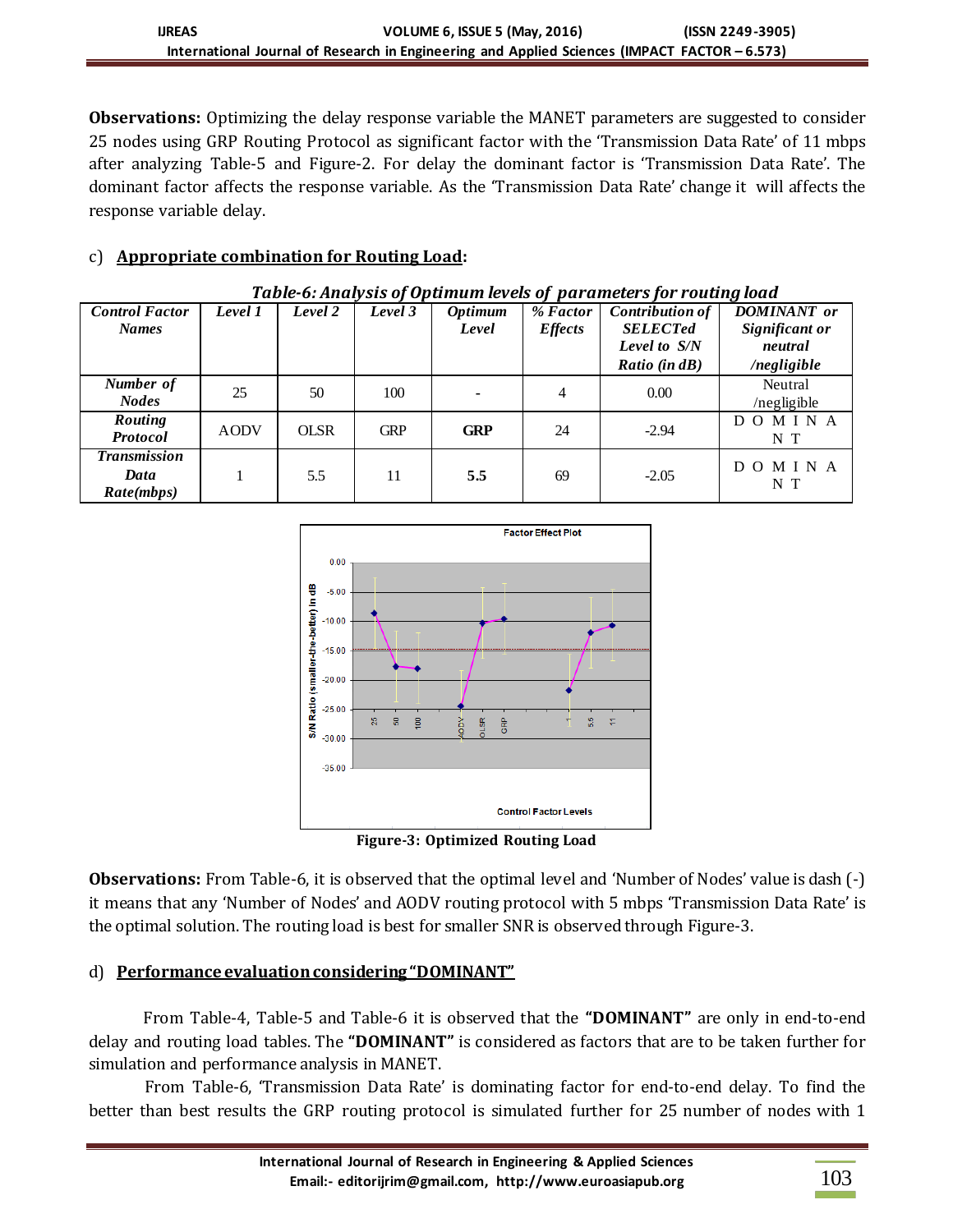**Observations:** Optimizing the delay response variable the MANET parameters are suggested to consider 25 nodes using GRP Routing Protocol as significant factor with the 'Transmission Data Rate' of 11 mbps after analyzing Table-5 and Figure-2. For delay the dominant factor is 'Transmission Data Rate'. The dominant factor affects the response variable. As the 'Transmission Data Rate' change it will affects the response variable delay.

c) **Appropriate combination for Routing Load:**

*Table-6: Analysis of Optimum levels of parameters for routing load*

| *Control Factor Names* | *Level 1* | *Level 2* | *Level 3* | *Optimum Level* | *% Factor Effects* | *Contribution of SELECTed Level to S/N Ratio (in dB)* | *DOMINANT or Significant or neutral /negligible* |
|---|---|---|---|---|---|---|---|
| *Number of Nodes* | 25 | 50 | 100 | - | 4 | 0.00 | Neutral /negligible |
| *Routing Protocol* | AODV | OLSR | GRP | **GRP** | 24 | -2.94 | DOMINANT |
| *Transmission Data Rate(mbps)* | 1 | 5.5 | 11 | **5.5** | 69 | -2.05 | DOMINANT |

**Figure-3: Optimized Routing Load**

**Observations:** From Table-6, it is observed that the optimal level and 'Number of Nodes' value is dash (-) it means that any 'Number of Nodes' and AODV routing protocol with 5 mbps 'Transmission Data Rate' is the optimal solution. The routing load is best for smaller SNR is observed through Figure-3.

d) **Performance evaluation considering "DOMINANT"**

From Table-4, Table-5 and Table-6 it is observed that the **"DOMINANT"** are only in end-to-end delay and routing load tables. The **"DOMINANT"** is considered as factors that are to be taken further for simulation and performance analysis in MANET.

From Table-6, 'Transmission Data Rate' is dominating factor for end-to-end delay. To find the better than best results the GRP routing protocol is simulated further for 25 number of nodes with 1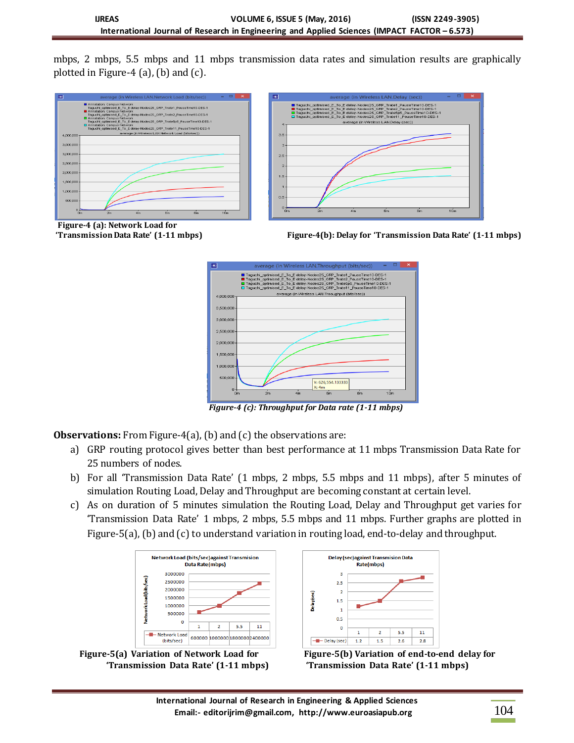mbps, 2 mbps, 5.5 mbps and 11 mbps transmission data rates and simulation results are graphically plotted in Figure-4 (a), (b) and (c).

**Figure-4 (a): Network Load for 'Transmission Data Rate' (1-11 mbps)**

**Figure-4(b): Delay for 'Transmission Data Rate' (1-11 mbps)**

***Figure-4 (c): Throughput for Data rate (1-11 mbps)***

**Observations:** From Figure-4(a), (b) and (c) the observations are:

a) GRP routing protocol gives better than best performance at 11 mbps Transmission Data Rate for 25 numbers of nodes.

b) For all 'Transmission Data Rate' (1 mbps, 2 mbps, 5.5 mbps and 11 mbps), after 5 minutes of simulation Routing Load, Delay and Throughput are becoming constant at certain level.

c) As on duration of 5 minutes simulation the Routing Load, Delay and Throughput get varies for 'Transmission Data Rate' 1 mbps, 2 mbps, 5.5 mbps and 11 mbps. Further graphs are plotted in Figure-5(a), (b) and (c) to understand variation in routing load, end-to-delay and throughput.

| | 1 | 2 | 5.5 | 11 |
|---|---|---|---|---|
| Network Load (bits/sec) | 600000 | 1000000 | 1800000 | 2400000 |

**Figure-5(a) Variation of Network Load for 'Transmission Data Rate' (1-11 mbps)**

| | 1 | 2 | 5.5 | 11 |
|---|---|---|---|---|
| Delay (sec) | 1.2 | 1.5 | 2.6 | 2.8 |

**Figure-5(b) Variation of end-to-end delay for 'Transmission Data Rate' (1-11 mbps)**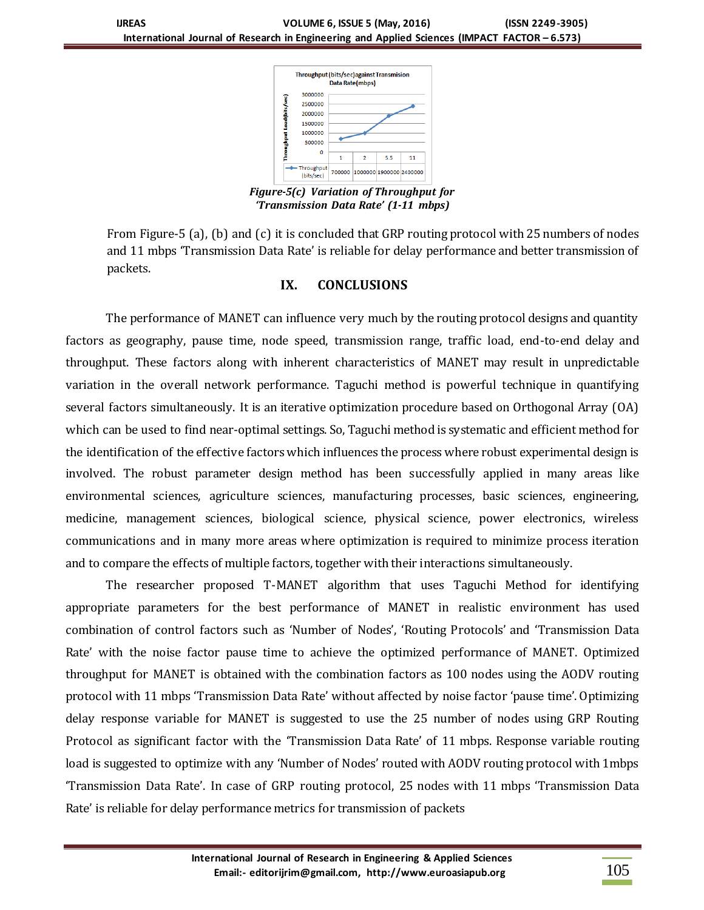**Throughput (bits/sec) against Transmision Data Rate(mbps)**

| | 1 | 2 | 5.5 | 11 |
|---|---|---|---|---|
| Throughput (bits/sec) | 700000 | 1000000 | 1900000 | 2400000 |

*Figure-5(c) Variation of Throughput for 'Transmission Data Rate' (1-11 mbps)*

From Figure-5 (a), (b) and (c) it is concluded that GRP routing protocol with 25 numbers of nodes and 11 mbps 'Transmission Data Rate' is reliable for delay performance and better transmission of packets.

## IX. CONCLUSIONS

The performance of MANET can influence very much by the routing protocol designs and quantity factors as geography, pause time, node speed, transmission range, traffic load, end-to-end delay and throughput. These factors along with inherent characteristics of MANET may result in unpredictable variation in the overall network performance. Taguchi method is powerful technique in quantifying several factors simultaneously. It is an iterative optimization procedure based on Orthogonal Array (OA) which can be used to find near-optimal settings. So, Taguchi method is systematic and efficient method for the identification of the effective factors which influences the process where robust experimental design is involved. The robust parameter design method has been successfully applied in many areas like environmental sciences, agriculture sciences, manufacturing processes, basic sciences, engineering, medicine, management sciences, biological science, physical science, power electronics, wireless communications and in many more areas where optimization is required to minimize process iteration and to compare the effects of multiple factors, together with their interactions simultaneously.

The researcher proposed T-MANET algorithm that uses Taguchi Method for identifying appropriate parameters for the best performance of MANET in realistic environment has used combination of control factors such as 'Number of Nodes', 'Routing Protocols' and 'Transmission Data Rate' with the noise factor pause time to achieve the optimized performance of MANET. Optimized throughput for MANET is obtained with the combination factors as 100 nodes using the AODV routing protocol with 11 mbps 'Transmission Data Rate' without affected by noise factor 'pause time'. Optimizing delay response variable for MANET is suggested to use the 25 number of nodes using GRP Routing Protocol as significant factor with the 'Transmission Data Rate' of 11 mbps. Response variable routing load is suggested to optimize with any 'Number of Nodes' routed with AODV routing protocol with 1mbps 'Transmission Data Rate'. In case of GRP routing protocol, 25 nodes with 11 mbps 'Transmission Data Rate' is reliable for delay performance metrics for transmission of packets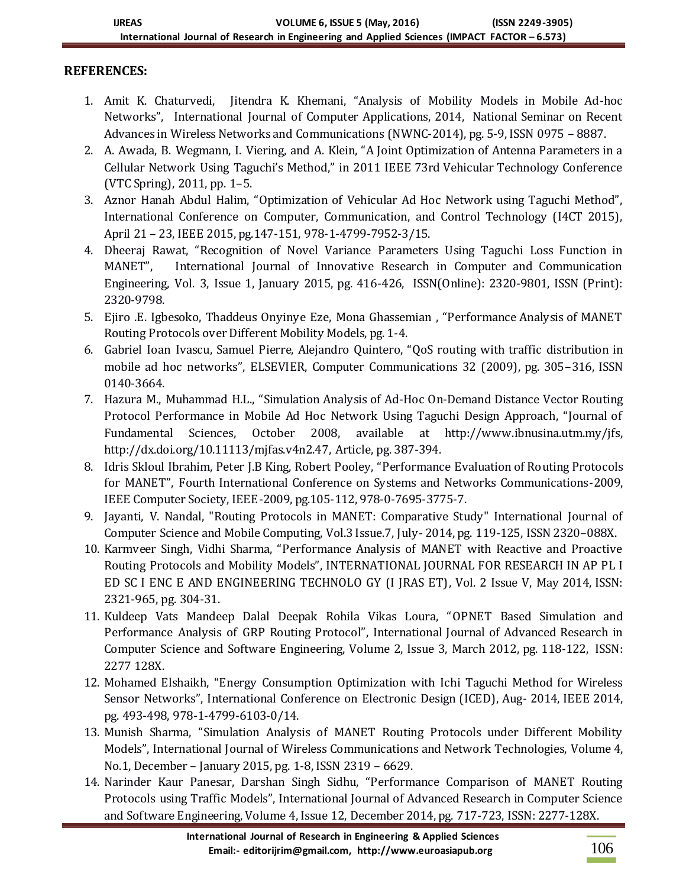**REFERENCES:**

1. Amit K. Chaturvedi, Jitendra K. Khemani, "Analysis of Mobility Models in Mobile Ad-hoc Networks", International Journal of Computer Applications, 2014, National Seminar on Recent Advances in Wireless Networks and Communications (NWNC-2014), pg. 5-9, ISSN 0975 – 8887.
2. A. Awada, B. Wegmann, I. Viering, and A. Klein, "A Joint Optimization of Antenna Parameters in a Cellular Network Using Taguchi's Method," in 2011 IEEE 73rd Vehicular Technology Conference (VTC Spring), 2011, pp. 1–5.
3. Aznor Hanah Abdul Halim, "Optimization of Vehicular Ad Hoc Network using Taguchi Method", International Conference on Computer, Communication, and Control Technology (I4CT 2015), April 21 – 23, IEEE 2015, pg.147-151, 978-1-4799-7952-3/15.
4. Dheeraj Rawat, "Recognition of Novel Variance Parameters Using Taguchi Loss Function in MANET", International Journal of Innovative Research in Computer and Communication Engineering, Vol. 3, Issue 1, January 2015, pg. 416-426, ISSN(Online): 2320-9801, ISSN (Print): 2320-9798.
5. Ejiro .E. Igbesoko, Thaddeus Onyinye Eze, Mona Ghassemian , "Performance Analysis of MANET Routing Protocols over Different Mobility Models, pg. 1-4.
6. Gabriel Ioan Ivascu, Samuel Pierre, Alejandro Quintero, "QoS routing with traffic distribution in mobile ad hoc networks", ELSEVIER, Computer Communications 32 (2009), pg. 305–316, ISSN 0140-3664.
7. Hazura M., Muhammad H.L., "Simulation Analysis of Ad-Hoc On-Demand Distance Vector Routing Protocol Performance in Mobile Ad Hoc Network Using Taguchi Design Approach, "Journal of Fundamental Sciences, October 2008, available at http://www.ibnusina.utm.my/jfs, http://dx.doi.org/10.11113/mjfas.v4n2.47, Article, pg. 387-394.
8. Idris Skloul Ibrahim, Peter J.B King, Robert Pooley, "Performance Evaluation of Routing Protocols for MANET", Fourth International Conference on Systems and Networks Communications-2009, IEEE Computer Society, IEEE-2009, pg.105-112, 978-0-7695-3775-7.
9. Jayanti, V. Nandal, "Routing Protocols in MANET: Comparative Study" International Journal of Computer Science and Mobile Computing, Vol.3 Issue.7, July- 2014, pg. 119-125, ISSN 2320–088X.
10. Karmveer Singh, Vidhi Sharma, "Performance Analysis of MANET with Reactive and Proactive Routing Protocols and Mobility Models", INTERNATIONAL JOURNAL FOR RESEARCH IN AP PL I ED SC I ENC E AND ENGINEERING TECHNOLO GY (I JRAS ET), Vol. 2 Issue V, May 2014, ISSN: 2321-965, pg. 304-31.
11. Kuldeep Vats Mandeep Dalal Deepak Rohila Vikas Loura, "OPNET Based Simulation and Performance Analysis of GRP Routing Protocol", International Journal of Advanced Research in Computer Science and Software Engineering, Volume 2, Issue 3, March 2012, pg. 118-122, ISSN: 2277 128X.
12. Mohamed Elshaikh, "Energy Consumption Optimization with Ichi Taguchi Method for Wireless Sensor Networks", International Conference on Electronic Design (ICED), Aug- 2014, IEEE 2014, pg. 493-498, 978-1-4799-6103-0/14.
13. Munish Sharma, "Simulation Analysis of MANET Routing Protocols under Different Mobility Models", International Journal of Wireless Communications and Network Technologies, Volume 4, No.1, December – January 2015, pg. 1-8, ISSN 2319 – 6629.
14. Narinder Kaur Panesar, Darshan Singh Sidhu, "Performance Comparison of MANET Routing Protocols using Traffic Models", International Journal of Advanced Research in Computer Science and Software Engineering, Volume 4, Issue 12, December 2014, pg. 717-723, ISSN: 2277-128X.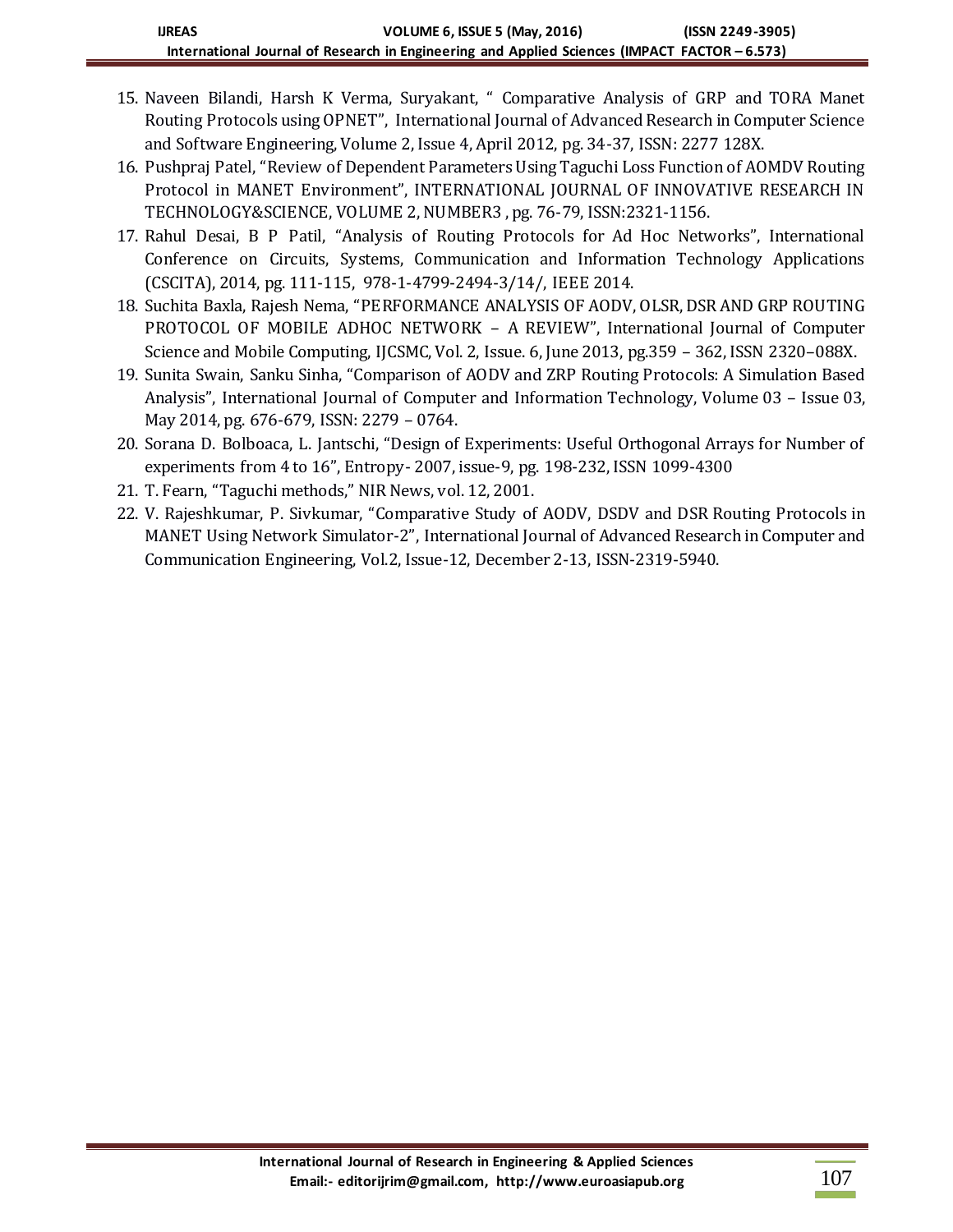15. Naveen Bilandi, Harsh K Verma, Suryakant, " Comparative Analysis of GRP and TORA Manet Routing Protocols using OPNET", International Journal of Advanced Research in Computer Science and Software Engineering, Volume 2, Issue 4, April 2012, pg. 34-37, ISSN: 2277 128X.
16. Pushpraj Patel, "Review of Dependent Parameters Using Taguchi Loss Function of AOMDV Routing Protocol in MANET Environment", INTERNATIONAL JOURNAL OF INNOVATIVE RESEARCH IN TECHNOLOGY&SCIENCE, VOLUME 2, NUMBER3 , pg. 76-79, ISSN:2321-1156.
17. Rahul Desai, B P Patil, "Analysis of Routing Protocols for Ad Hoc Networks", International Conference on Circuits, Systems, Communication and Information Technology Applications (CSCITA), 2014, pg. 111-115, 978-1-4799-2494-3/14/, IEEE 2014.
18. Suchita Baxla, Rajesh Nema, "PERFORMANCE ANALYSIS OF AODV, OLSR, DSR AND GRP ROUTING PROTOCOL OF MOBILE ADHOC NETWORK – A REVIEW", International Journal of Computer Science and Mobile Computing, IJCSMC, Vol. 2, Issue. 6, June 2013, pg.359 – 362, ISSN 2320–088X.
19. Sunita Swain, Sanku Sinha, "Comparison of AODV and ZRP Routing Protocols: A Simulation Based Analysis", International Journal of Computer and Information Technology, Volume 03 – Issue 03, May 2014, pg. 676-679, ISSN: 2279 – 0764.
20. Sorana D. Bolboaca, L. Jantschi, "Design of Experiments: Useful Orthogonal Arrays for Number of experiments from 4 to 16", Entropy- 2007, issue-9, pg. 198-232, ISSN 1099-4300
21. T. Fearn, "Taguchi methods," NIR News, vol. 12, 2001.
22. V. Rajeshkumar, P. Sivkumar, "Comparative Study of AODV, DSDV and DSR Routing Protocols in MANET Using Network Simulator-2", International Journal of Advanced Research in Computer and Communication Engineering, Vol.2, Issue-12, December 2-13, ISSN-2319-5940.